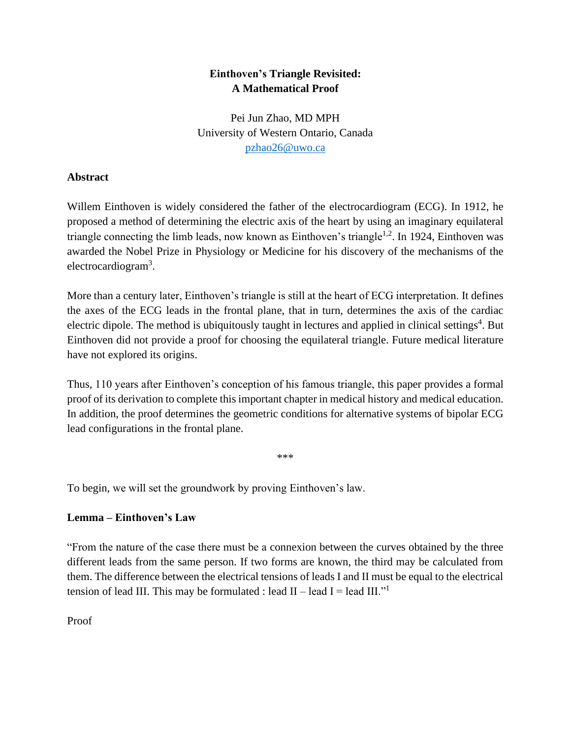# Einthoven's Triangle Revisited: A Mathematical Proof

Pei Jun Zhao, MD MPH
University of Western Ontario, Canada
pzhao26@uwo.ca

## Abstract

Willem Einthoven is widely considered the father of the electrocardiogram (ECG). In 1912, he proposed a method of determining the electric axis of the heart by using an imaginary equilateral triangle connecting the limb leads, now known as Einthoven's triangle[1,2]. In 1924, Einthoven was awarded the Nobel Prize in Physiology or Medicine for his discovery of the mechanisms of the electrocardiogram[3].

More than a century later, Einthoven's triangle is still at the heart of ECG interpretation. It defines the axes of the ECG leads in the frontal plane, that in turn, determines the axis of the cardiac electric dipole. The method is ubiquitously taught in lectures and applied in clinical settings[4]. But Einthoven did not provide a proof for choosing the equilateral triangle. Future medical literature have not explored its origins.

Thus, 110 years after Einthoven's conception of his famous triangle, this paper provides a formal proof of its derivation to complete this important chapter in medical history and medical education. In addition, the proof determines the geometric conditions for alternative systems of bipolar ECG lead configurations in the frontal plane.

***

To begin, we will set the groundwork by proving Einthoven's law.

### Lemma – Einthoven's Law

"From the nature of the case there must be a connexion between the curves obtained by the three different leads from the same person. If two forms are known, the third may be calculated from them. The difference between the electrical tensions of leads I and II must be equal to the electrical tension of lead III. This may be formulated : lead II – lead I = lead III."[1]

Proof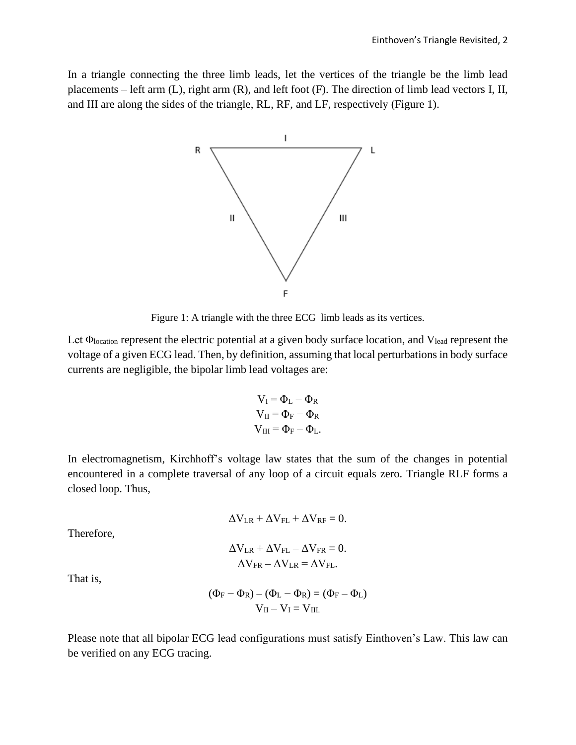In a triangle connecting the three limb leads, let the vertices of the triangle be the limb lead placements – left arm (L), right arm (R), and left foot (F). The direction of limb lead vectors I, II, and III are along the sides of the triangle, RL, RF, and LF, respectively (Figure 1).

Figure 1: A triangle with the three ECG limb leads as its vertices.

Let $\Phi_{location}$ represent the electric potential at a given body surface location, and $V_{lead}$ represent the voltage of a given ECG lead. Then, by definition, assuming that local perturbations in body surface currents are negligible, the bipolar limb lead voltages are:

$$V_{I} = \Phi_{L} - \Phi_{R}$$
$$V_{II} = \Phi_{F} - \Phi_{R}$$
$$V_{III} = \Phi_{F} - \Phi_{L}.$$

In electromagnetism, Kirchhoff's voltage law states that the sum of the changes in potential encountered in a complete traversal of any loop of a circuit equals zero. Triangle RLF forms a closed loop. Thus,

$$\Delta V_{LR} + \Delta V_{FL} + \Delta V_{RF} = 0.$$

Therefore,

$$\Delta V_{LR} + \Delta V_{FL} - \Delta V_{FR} = 0.$$
$$\Delta V_{FR} - \Delta V_{LR} = \Delta V_{FL}.$$

That is,

$$(\Phi_{F} - \Phi_{R}) - (\Phi_{L} - \Phi_{R}) = (\Phi_{F} - \Phi_{L})$$
$$V_{II} - V_{I} = V_{III.}$$

Please note that all bipolar ECG lead configurations must satisfy Einthoven's Law. This law can be verified on any ECG tracing.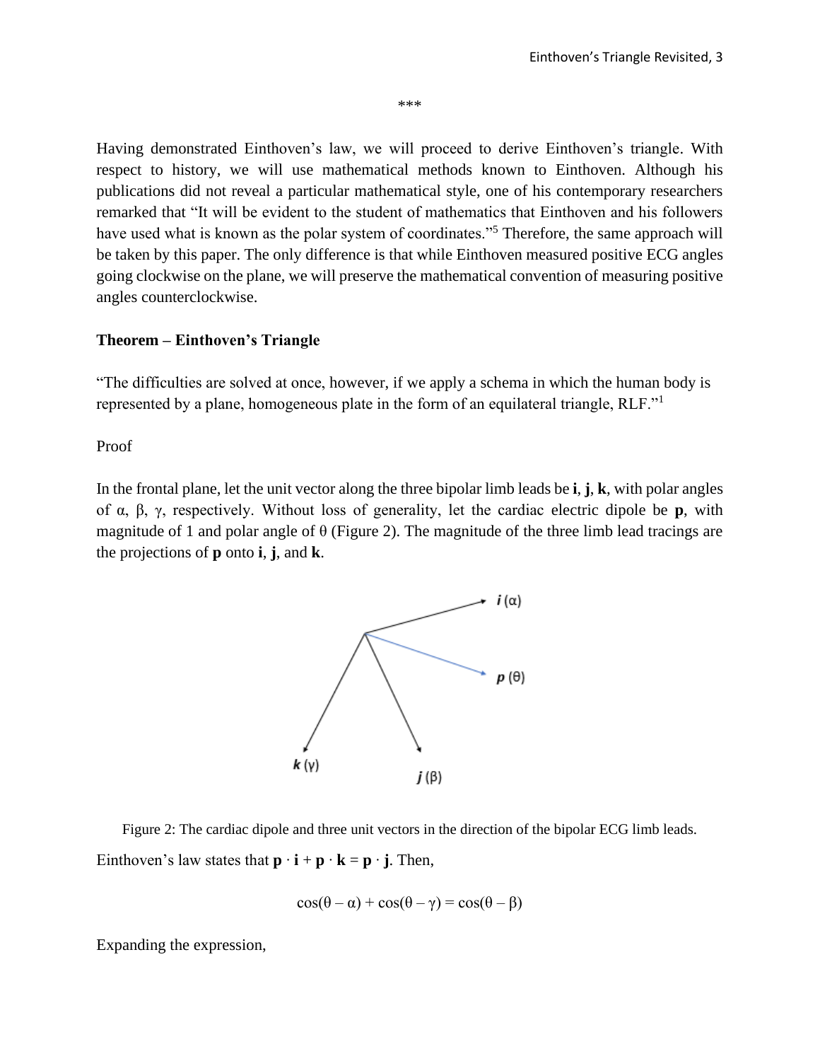\*\*\*

Having demonstrated Einthoven's law, we will proceed to derive Einthoven's triangle. With respect to history, we will use mathematical methods known to Einthoven. Although his publications did not reveal a particular mathematical style, one of his contemporary researchers remarked that "It will be evident to the student of mathematics that Einthoven and his followers have used what is known as the polar system of coordinates."[5] Therefore, the same approach will be taken by this paper. The only difference is that while Einthoven measured positive ECG angles going clockwise on the plane, we will preserve the mathematical convention of measuring positive angles counterclockwise.

**Theorem – Einthoven's Triangle**

"The difficulties are solved at once, however, if we apply a schema in which the human body is represented by a plane, homogeneous plate in the form of an equilateral triangle, RLF."[1]

Proof

In the frontal plane, let the unit vector along the three bipolar limb leads be **i**, **j**, **k**, with polar angles of α, β, γ, respectively. Without loss of generality, let the cardiac electric dipole be **p**, with magnitude of 1 and polar angle of θ (Figure 2). The magnitude of the three limb lead tracings are the projections of **p** onto **i**, **j**, and **k**.

Figure 2: The cardiac dipole and three unit vectors in the direction of the bipolar ECG limb leads.

Einthoven's law states that $\mathbf{p} \cdot \mathbf{i} + \mathbf{p} \cdot \mathbf{k} = \mathbf{p} \cdot \mathbf{j}$. Then,

$$\cos(\theta - \alpha) + \cos(\theta - \gamma) = \cos(\theta - \beta)$$

Expanding the expression,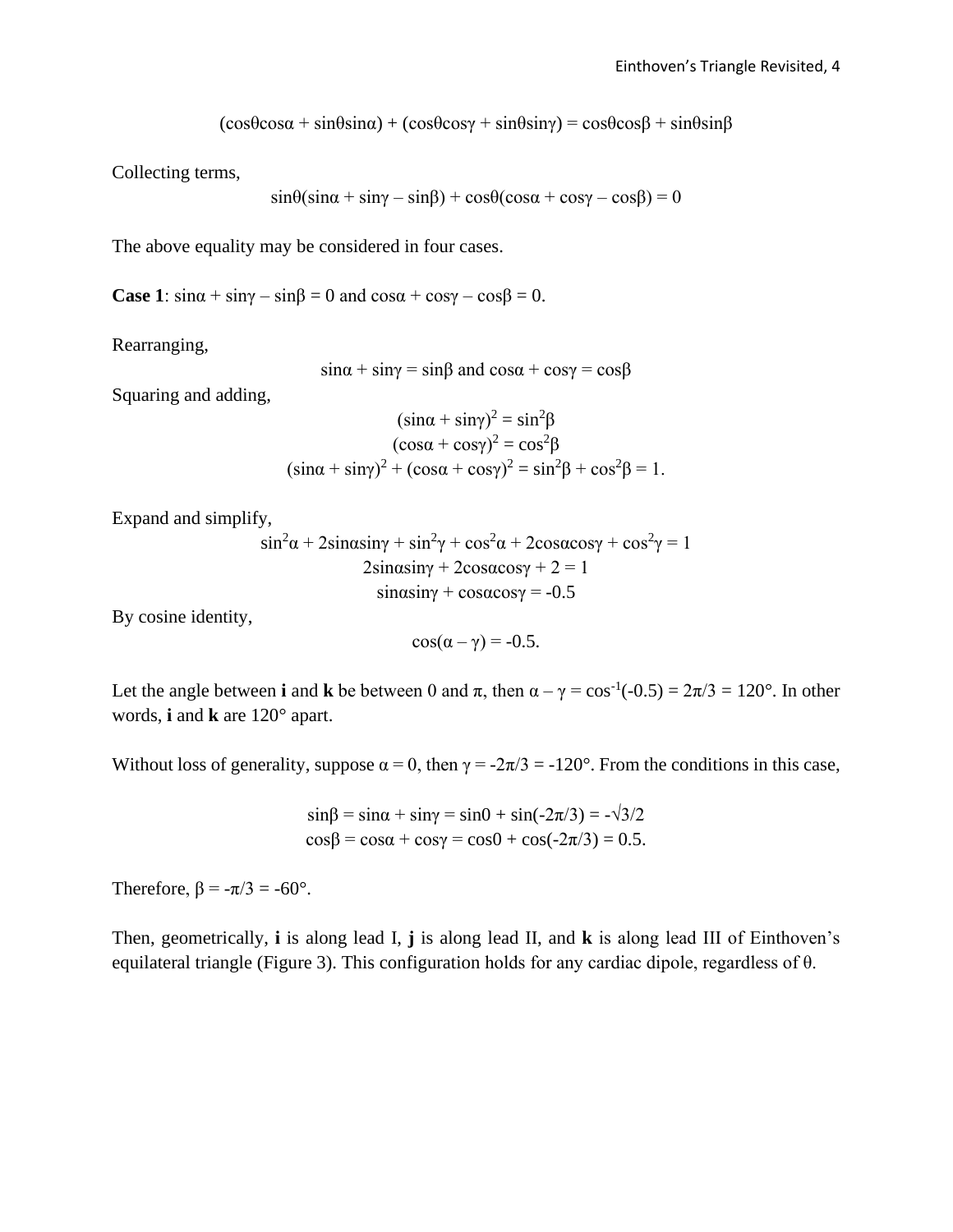$$(\cos\theta\cos\alpha + \sin\theta\sin\alpha) + (\cos\theta\cos\gamma + \sin\theta\sin\gamma) = \cos\theta\cos\beta + \sin\theta\sin\beta$$

Collecting terms,

$$\sin\theta(\sin\alpha + \sin\gamma - \sin\beta) + \cos\theta(\cos\alpha + \cos\gamma - \cos\beta) = 0$$

The above equality may be considered in four cases.

**Case 1**: $\sin\alpha + \sin\gamma - \sin\beta = 0$ and $\cos\alpha + \cos\gamma - \cos\beta = 0$.

Rearranging,

$$\sin\alpha + \sin\gamma = \sin\beta \text{ and } \cos\alpha + \cos\gamma = \cos\beta$$

Squaring and adding,

$$(\sin\alpha + \sin\gamma)^2 = \sin^2\beta$$
$$(\cos\alpha + \cos\gamma)^2 = \cos^2\beta$$
$$(\sin\alpha + \sin\gamma)^2 + (\cos\alpha + \cos\gamma)^2 = \sin^2\beta + \cos^2\beta = 1.$$

Expand and simplify,

$$\sin^2\alpha + 2\sin\alpha\sin\gamma + \sin^2\gamma + \cos^2\alpha + 2\cos\alpha\cos\gamma + \cos^2\gamma = 1$$
$$2\sin\alpha\sin\gamma + 2\cos\alpha\cos\gamma + 2 = 1$$
$$\sin\alpha\sin\gamma + \cos\alpha\cos\gamma = -0.5$$

By cosine identity,

$$\cos(\alpha - \gamma) = -0.5.$$

Let the angle between **i** and **k** be between 0 and $\pi$, then $\alpha - \gamma = \cos^{-1}(-0.5) = 2\pi/3 = 120°$. In other words, **i** and **k** are 120° apart.

Without loss of generality, suppose $\alpha = 0$, then $\gamma = -2\pi/3 = -120°$. From the conditions in this case,

$$\sin\beta = \sin\alpha + \sin\gamma = \sin 0 + \sin(-2\pi/3) = -\sqrt{3}/2$$
$$\cos\beta = \cos\alpha + \cos\gamma = \cos 0 + \cos(-2\pi/3) = 0.5.$$

Therefore, $\beta = -\pi/3 = -60°$.

Then, geometrically, **i** is along lead I, **j** is along lead II, and **k** is along lead III of Einthoven's equilateral triangle (Figure 3). This configuration holds for any cardiac dipole, regardless of $\theta$.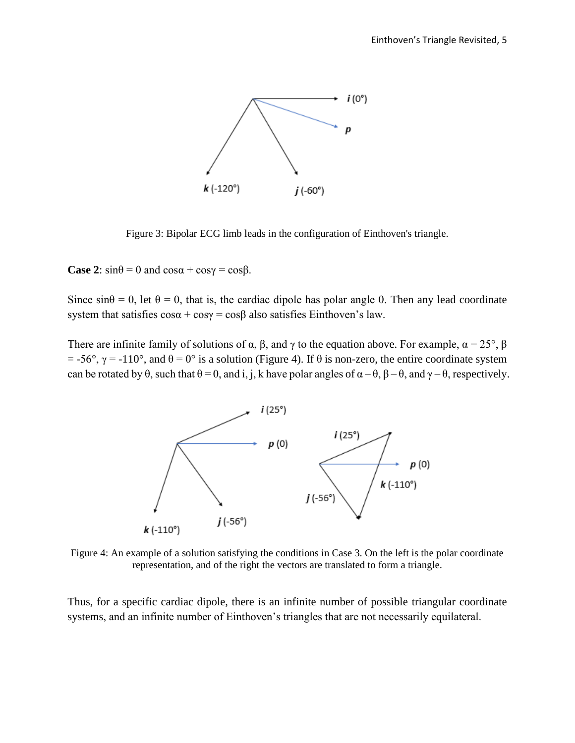Figure 3: Bipolar ECG limb leads in the configuration of Einthoven's triangle.

**Case 2**: $\sin\theta = 0$ and $\cos\alpha + \cos\gamma = \cos\beta$.

Since $\sin\theta = 0$, let $\theta = 0$, that is, the cardiac dipole has polar angle 0. Then any lead coordinate system that satisfies $\cos\alpha + \cos\gamma = \cos\beta$ also satisfies Einthoven's law.

There are infinite family of solutions of $\alpha$, $\beta$, and $\gamma$ to the equation above. For example, $\alpha = 25°$, $\beta = -56°$, $\gamma = -110°$, and $\theta = 0°$ is a solution (Figure 4). If $\theta$ is non-zero, the entire coordinate system can be rotated by $\theta$, such that $\theta = 0$, and i, j, k have polar angles of $\alpha - \theta$, $\beta - \theta$, and $\gamma - \theta$, respectively.

Figure 4: An example of a solution satisfying the conditions in Case 3. On the left is the polar coordinate representation, and of the right the vectors are translated to form a triangle.

Thus, for a specific cardiac dipole, there is an infinite number of possible triangular coordinate systems, and an infinite number of Einthoven's triangles that are not necessarily equilateral.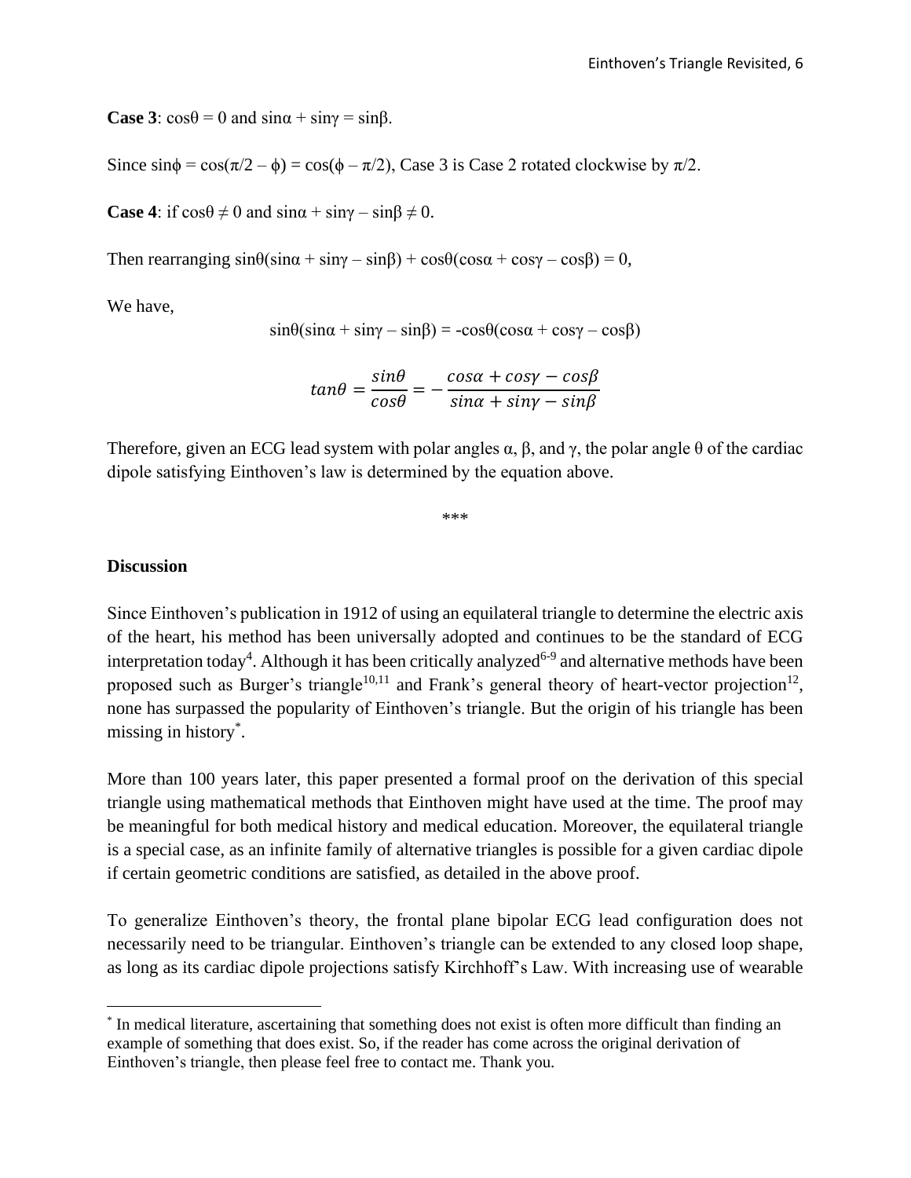**Case 3**: $\cos\theta = 0$ and $\sin\alpha + \sin\gamma = \sin\beta$.

Since $\sin\phi = \cos(\pi/2 - \phi) = \cos(\phi - \pi/2)$, Case 3 is Case 2 rotated clockwise by $\pi/2$.

**Case 4**: if $\cos\theta \neq 0$ and $\sin\alpha + \sin\gamma - \sin\beta \neq 0$.

Then rearranging $\sin\theta(\sin\alpha + \sin\gamma - \sin\beta) + \cos\theta(\cos\alpha + \cos\gamma - \cos\beta) = 0$,

We have,

$$\sin\theta(\sin\alpha + \sin\gamma - \sin\beta) = -\cos\theta(\cos\alpha + \cos\gamma - \cos\beta)$$

$$\tan\theta = \frac{\sin\theta}{\cos\theta} = -\frac{\cos\alpha + \cos\gamma - \cos\beta}{\sin\alpha + \sin\gamma - \sin\beta}$$

Therefore, given an ECG lead system with polar angles $\alpha$, $\beta$, and $\gamma$, the polar angle $\theta$ of the cardiac dipole satisfying Einthoven's law is determined by the equation above.

***

## Discussion

Since Einthoven's publication in 1912 of using an equilateral triangle to determine the electric axis of the heart, his method has been universally adopted and continues to be the standard of ECG interpretation today[4]. Although it has been critically analyzed[6-9] and alternative methods have been proposed such as Burger's triangle[10,11] and Frank's general theory of heart-vector projection[12], none has surpassed the popularity of Einthoven's triangle. But the origin of his triangle has been missing in history[*].

More than 100 years later, this paper presented a formal proof on the derivation of this special triangle using mathematical methods that Einthoven might have used at the time. The proof may be meaningful for both medical history and medical education. Moreover, the equilateral triangle is a special case, as an infinite family of alternative triangles is possible for a given cardiac dipole if certain geometric conditions are satisfied, as detailed in the above proof.

To generalize Einthoven's theory, the frontal plane bipolar ECG lead configuration does not necessarily need to be triangular. Einthoven's triangle can be extended to any closed loop shape, as long as its cardiac dipole projections satisfy Kirchhoff's Law. With increasing use of wearable

[*] In medical literature, ascertaining that something does not exist is often more difficult than finding an example of something that does exist. So, if the reader has come across the original derivation of Einthoven's triangle, then please feel free to contact me. Thank you.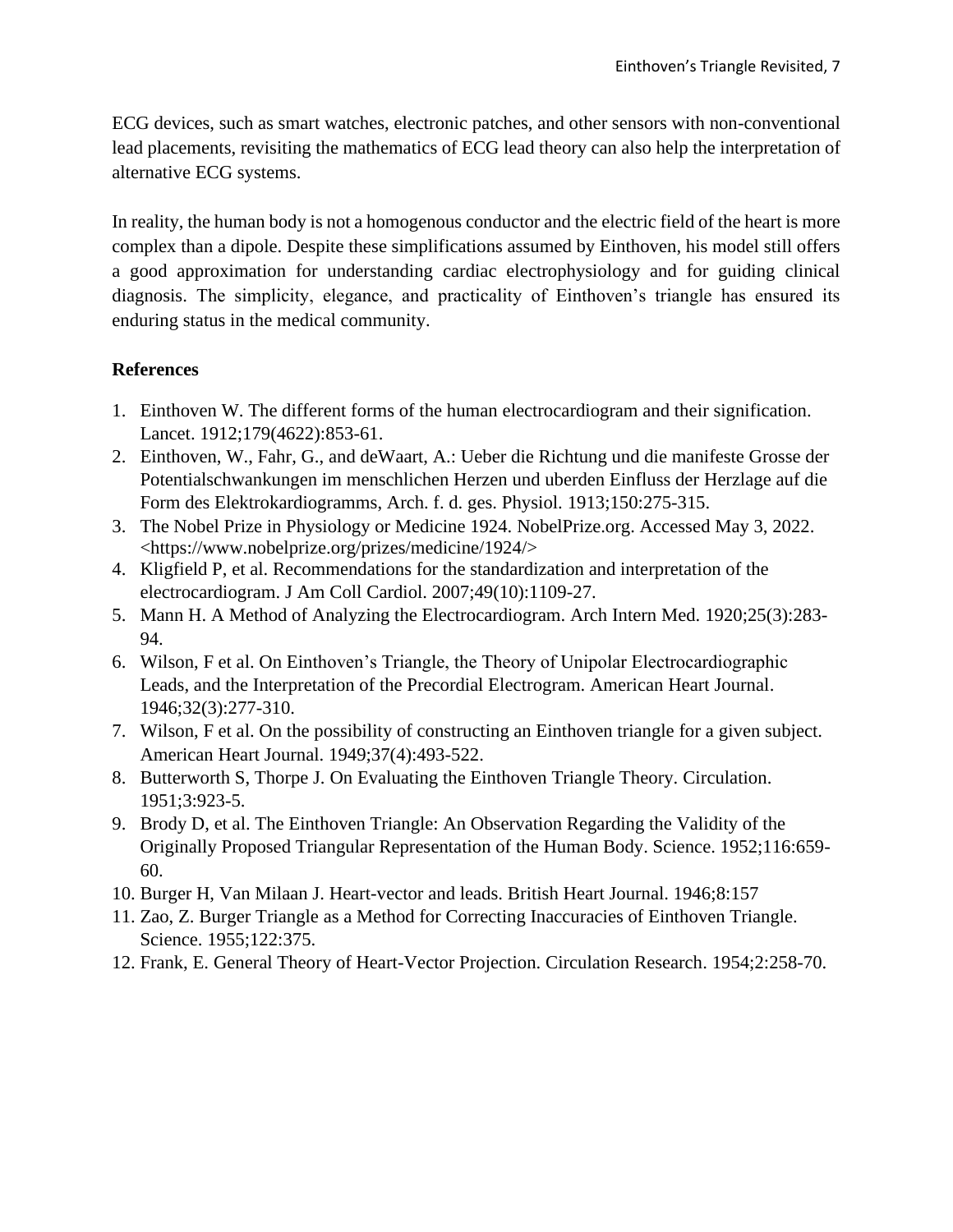ECG devices, such as smart watches, electronic patches, and other sensors with non-conventional lead placements, revisiting the mathematics of ECG lead theory can also help the interpretation of alternative ECG systems.

In reality, the human body is not a homogenous conductor and the electric field of the heart is more complex than a dipole. Despite these simplifications assumed by Einthoven, his model still offers a good approximation for understanding cardiac electrophysiology and for guiding clinical diagnosis. The simplicity, elegance, and practicality of Einthoven's triangle has ensured its enduring status in the medical community.

**References**

1. Einthoven W. The different forms of the human electrocardiogram and their signification. Lancet. 1912;179(4622):853-61.
2. Einthoven, W., Fahr, G., and deWaart, A.: Ueber die Richtung und die manifeste Grosse der Potentialschwankungen im menschlichen Herzen und uberden Einfluss der Herzlage auf die Form des Elektrokardiogramms, Arch. f. d. ges. Physiol. 1913;150:275-315.
3. The Nobel Prize in Physiology or Medicine 1924. NobelPrize.org. Accessed May 3, 2022. <https://www.nobelprize.org/prizes/medicine/1924/>
4. Kligfield P, et al. Recommendations for the standardization and interpretation of the electrocardiogram. J Am Coll Cardiol. 2007;49(10):1109-27.
5. Mann H. A Method of Analyzing the Electrocardiogram. Arch Intern Med. 1920;25(3):283-94.
6. Wilson, F et al. On Einthoven's Triangle, the Theory of Unipolar Electrocardiographic Leads, and the Interpretation of the Precordial Electrogram. American Heart Journal. 1946;32(3):277-310.
7. Wilson, F et al. On the possibility of constructing an Einthoven triangle for a given subject. American Heart Journal. 1949;37(4):493-522.
8. Butterworth S, Thorpe J. On Evaluating the Einthoven Triangle Theory. Circulation. 1951;3:923-5.
9. Brody D, et al. The Einthoven Triangle: An Observation Regarding the Validity of the Originally Proposed Triangular Representation of the Human Body. Science. 1952;116:659-60.
10. Burger H, Van Milaan J. Heart-vector and leads. British Heart Journal. 1946;8:157
11. Zao, Z. Burger Triangle as a Method for Correcting Inaccuracies of Einthoven Triangle. Science. 1955;122:375.
12. Frank, E. General Theory of Heart-Vector Projection. Circulation Research. 1954;2:258-70.